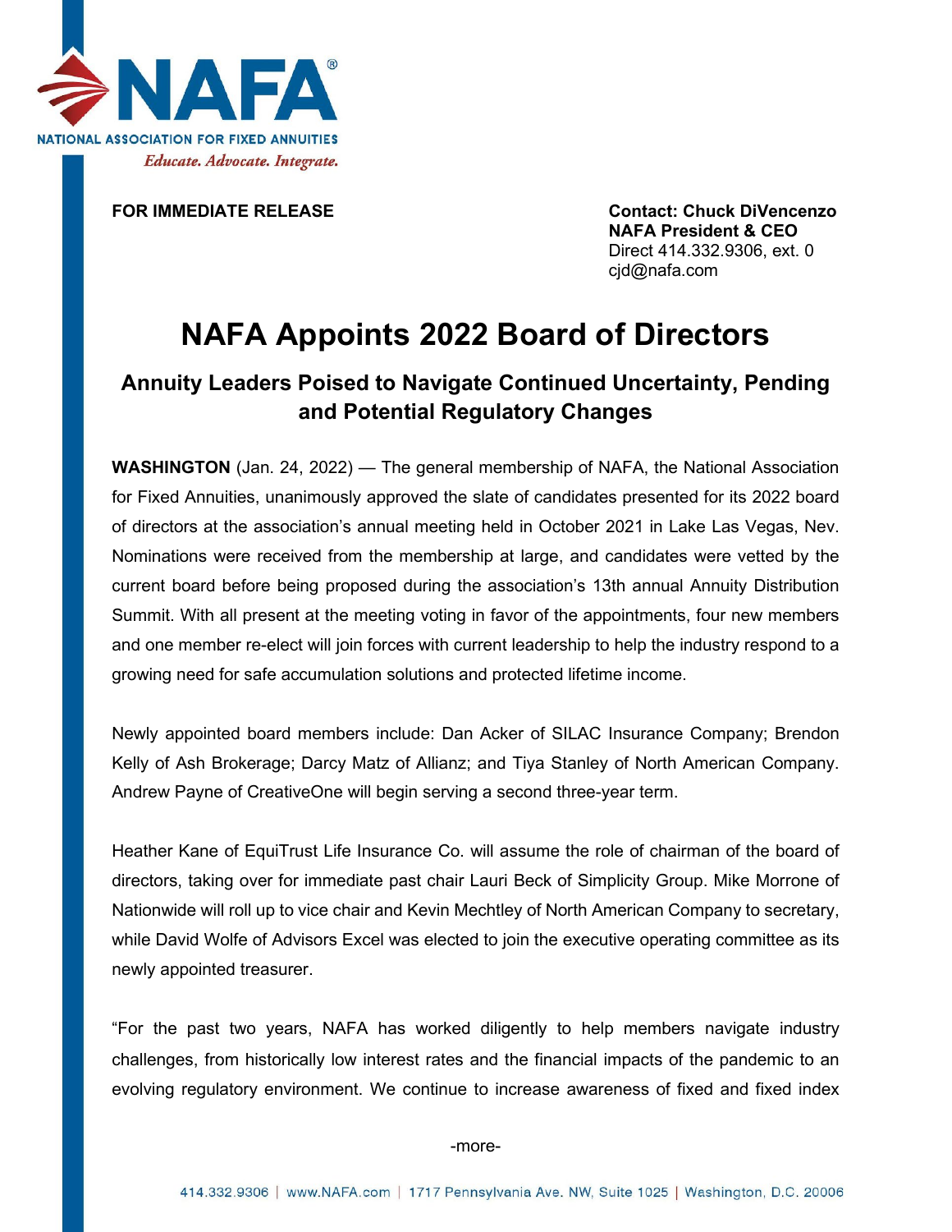NAFA®

NATIONAL ASSOCIATION FOR FIXED ANNUITIES

*Educate. Advocate. Integrate.*

**FOR IMMEDIATE RELEASE**

**Contact: Chuck DiVencenzo**
**NAFA President & CEO**
Direct 414.332.9306, ext. 0
cjd@nafa.com

# NAFA Appoints 2022 Board of Directors

## Annuity Leaders Poised to Navigate Continued Uncertainty, Pending and Potential Regulatory Changes

**WASHINGTON** (Jan. 24, 2022) — The general membership of NAFA, the National Association for Fixed Annuities, unanimously approved the slate of candidates presented for its 2022 board of directors at the association's annual meeting held in October 2021 in Lake Las Vegas, Nev. Nominations were received from the membership at large, and candidates were vetted by the current board before being proposed during the association's 13th annual Annuity Distribution Summit. With all present at the meeting voting in favor of the appointments, four new members and one member re-elect will join forces with current leadership to help the industry respond to a growing need for safe accumulation solutions and protected lifetime income.

Newly appointed board members include: Dan Acker of SILAC Insurance Company; Brendon Kelly of Ash Brokerage; Darcy Matz of Allianz; and Tiya Stanley of North American Company. Andrew Payne of CreativeOne will begin serving a second three-year term.

Heather Kane of EquiTrust Life Insurance Co. will assume the role of chairman of the board of directors, taking over for immediate past chair Lauri Beck of Simplicity Group. Mike Morrone of Nationwide will roll up to vice chair and Kevin Mechtley of North American Company to secretary, while David Wolfe of Advisors Excel was elected to join the executive operating committee as its newly appointed treasurer.

"For the past two years, NAFA has worked diligently to help members navigate industry challenges, from historically low interest rates and the financial impacts of the pandemic to an evolving regulatory environment. We continue to increase awareness of fixed and fixed index

-more-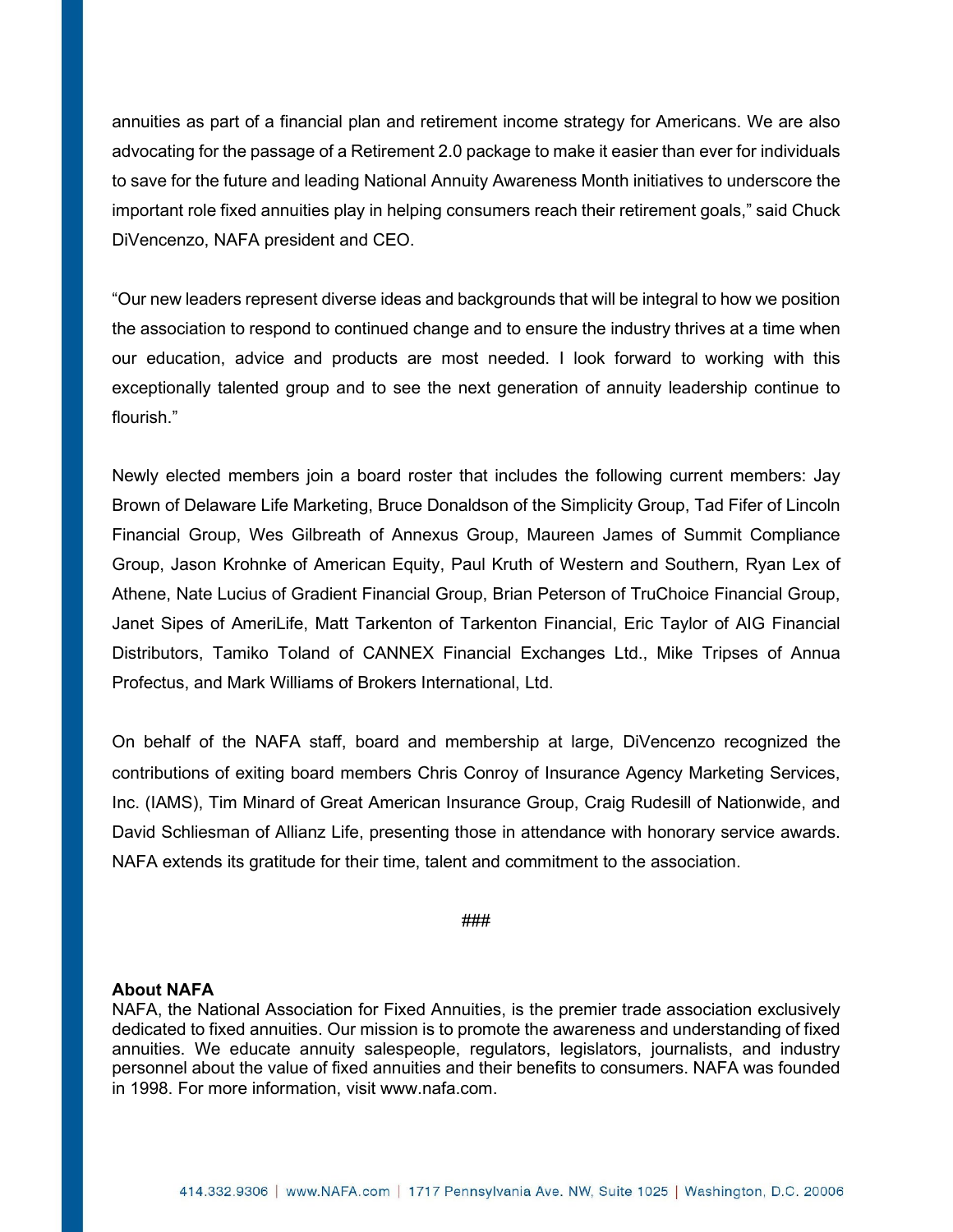annuities as part of a financial plan and retirement income strategy for Americans. We are also advocating for the passage of a Retirement 2.0 package to make it easier than ever for individuals to save for the future and leading National Annuity Awareness Month initiatives to underscore the important role fixed annuities play in helping consumers reach their retirement goals," said Chuck DiVencenzo, NAFA president and CEO.

"Our new leaders represent diverse ideas and backgrounds that will be integral to how we position the association to respond to continued change and to ensure the industry thrives at a time when our education, advice and products are most needed. I look forward to working with this exceptionally talented group and to see the next generation of annuity leadership continue to flourish."

Newly elected members join a board roster that includes the following current members: Jay Brown of Delaware Life Marketing, Bruce Donaldson of the Simplicity Group, Tad Fifer of Lincoln Financial Group, Wes Gilbreath of Annexus Group, Maureen James of Summit Compliance Group, Jason Krohnke of American Equity, Paul Kruth of Western and Southern, Ryan Lex of Athene, Nate Lucius of Gradient Financial Group, Brian Peterson of TruChoice Financial Group, Janet Sipes of AmeriLife, Matt Tarkenton of Tarkenton Financial, Eric Taylor of AIG Financial Distributors, Tamiko Toland of CANNEX Financial Exchanges Ltd., Mike Tripses of Annua Profectus, and Mark Williams of Brokers International, Ltd.

On behalf of the NAFA staff, board and membership at large, DiVencenzo recognized the contributions of exiting board members Chris Conroy of Insurance Agency Marketing Services, Inc. (IAMS), Tim Minard of Great American Insurance Group, Craig Rudesill of Nationwide, and David Schliesman of Allianz Life, presenting those in attendance with honorary service awards. NAFA extends its gratitude for their time, talent and commitment to the association.

###

**About NAFA**

NAFA, the National Association for Fixed Annuities, is the premier trade association exclusively dedicated to fixed annuities. Our mission is to promote the awareness and understanding of fixed annuities. We educate annuity salespeople, regulators, legislators, journalists, and industry personnel about the value of fixed annuities and their benefits to consumers. NAFA was founded in 1998. For more information, visit www.nafa.com.

414.332.9306 | www.NAFA.com | 1717 Pennsylvania Ave. NW, Suite 1025 | Washington, D.C. 20006